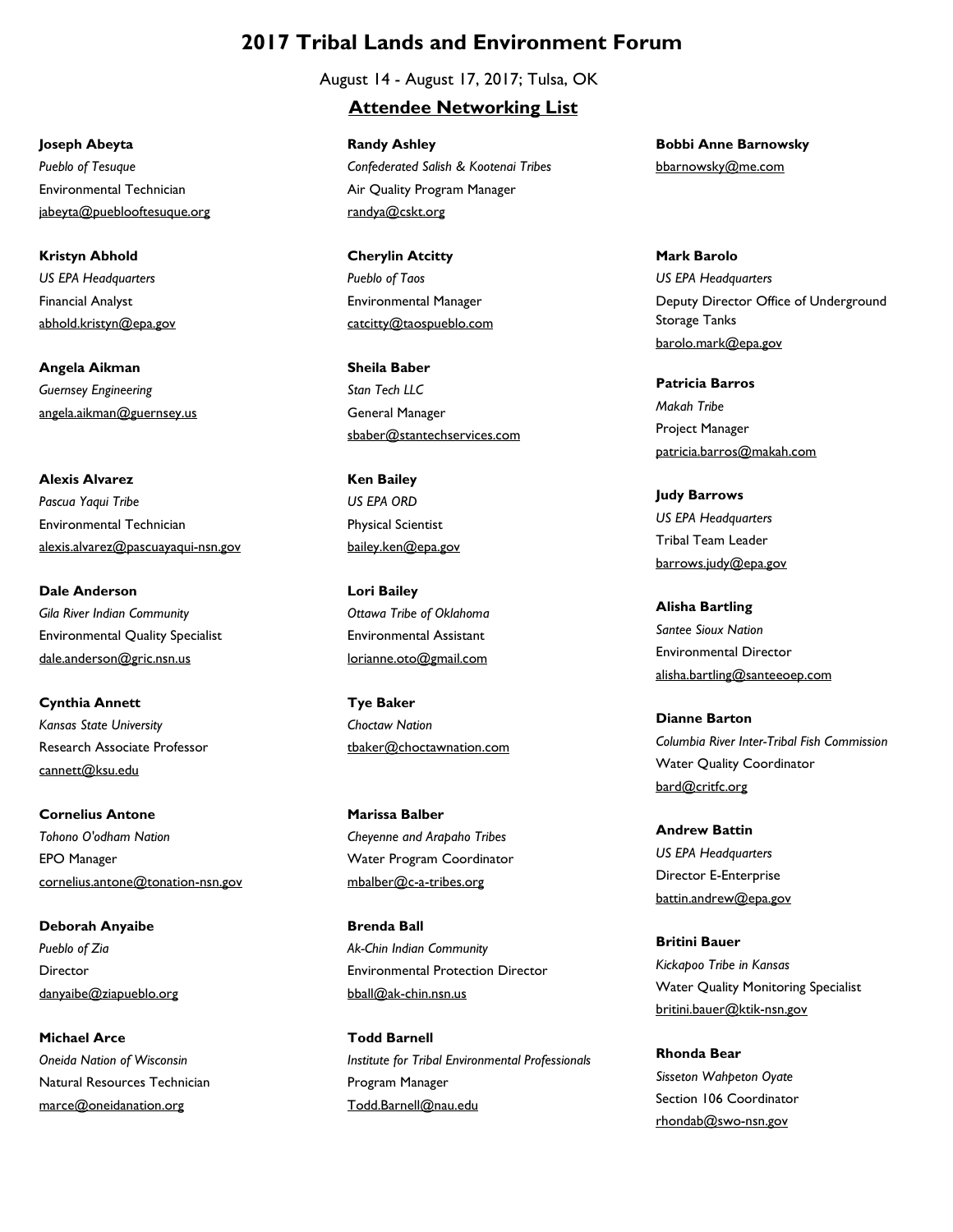# 2017 Tribal Lands and Environment Forum

August 14 - August 17, 2017; Tulsa, OK

## Attendee Networking List

**Joseph Abeyta**
*Pueblo of Tesuque*
Environmental Technician
jabeyta@pueblooftesuque.org

**Kristyn Abhold**
*US EPA Headquarters*
Financial Analyst
abhold.kristyn@epa.gov

**Angela Aikman**
*Guernsey Engineering*
angela.aikman@guernsey.us

**Alexis Alvarez**
*Pascua Yaqui Tribe*
Environmental Technician
alexis.alvarez@pascuayaqui-nsn.gov

**Dale Anderson**
*Gila River Indian Community*
Environmental Quality Specialist
dale.anderson@gric.nsn.us

**Cynthia Annett**
*Kansas State University*
Research Associate Professor
cannett@ksu.edu

**Cornelius Antone**
*Tohono O'odham Nation*
EPO Manager
cornelius.antone@tonation-nsn.gov

**Deborah Anyaibe**
*Pueblo of Zia*
Director
danyaibe@ziapueblo.org

**Michael Arce**
*Oneida Nation of Wisconsin*
Natural Resources Technician
marce@oneidanation.org

**Randy Ashley**
*Confederated Salish & Kootenai Tribes*
Air Quality Program Manager
randya@cskt.org

**Cherylin Atcitty**
*Pueblo of Taos*
Environmental Manager
catcitty@taospueblo.com

**Sheila Baber**
*Stan Tech LLC*
General Manager
sbaber@stantechservices.com

**Ken Bailey**
*US EPA ORD*
Physical Scientist
bailey.ken@epa.gov

**Lori Bailey**
*Ottawa Tribe of Oklahoma*
Environmental Assistant
lorianne.oto@gmail.com

**Tye Baker**
*Choctaw Nation*
tbaker@choctawnation.com

**Marissa Balber**
*Cheyenne and Arapaho Tribes*
Water Program Coordinator
mbalber@c-a-tribes.org

**Brenda Ball**
*Ak-Chin Indian Community*
Environmental Protection Director
bball@ak-chin.nsn.us

**Todd Barnell**
*Institute for Tribal Environmental Professionals*
Program Manager
Todd.Barnell@nau.edu

**Bobbi Anne Barnowsky**
bbarnowsky@me.com

**Mark Barolo**
*US EPA Headquarters*
Deputy Director Office of Underground Storage Tanks
barolo.mark@epa.gov

**Patricia Barros**
*Makah Tribe*
Project Manager
patricia.barros@makah.com

**Judy Barrows**
*US EPA Headquarters*
Tribal Team Leader
barrows.judy@epa.gov

**Alisha Bartling**
*Santee Sioux Nation*
Environmental Director
alisha.bartling@santeeoep.com

**Dianne Barton**
*Columbia River Inter-Tribal Fish Commission*
Water Quality Coordinator
bard@critfc.org

**Andrew Battin**
*US EPA Headquarters*
Director E-Enterprise
battin.andrew@epa.gov

**Britini Bauer**
*Kickapoo Tribe in Kansas*
Water Quality Monitoring Specialist
britini.bauer@ktik-nsn.gov

**Rhonda Bear**
*Sisseton Wahpeton Oyate*
Section 106 Coordinator
rhondab@swo-nsn.gov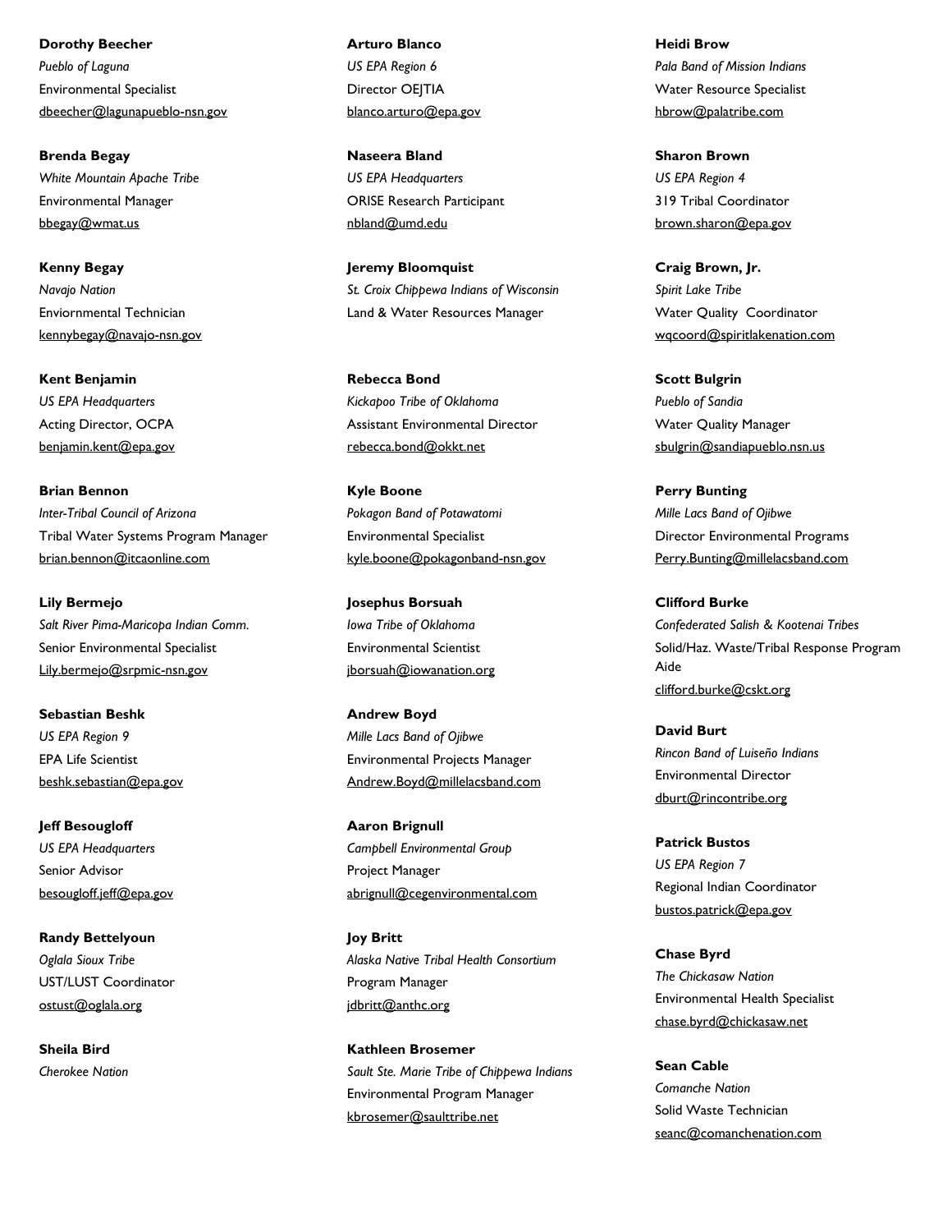**Dorothy Beecher**
*Pueblo of Laguna*
Environmental Specialist
dbeecher@lagunapueblo-nsn.gov

**Brenda Begay**
*White Mountain Apache Tribe*
Environmental Manager
bbegay@wmat.us

**Kenny Begay**
*Navajo Nation*
Enviornmental Technician
kennybegay@navajo-nsn.gov

**Kent Benjamin**
*US EPA Headquarters*
Acting Director, OCPA
benjamin.kent@epa.gov

**Brian Bennon**
*Inter-Tribal Council of Arizona*
Tribal Water Systems Program Manager
brian.bennon@itcaonline.com

**Lily Bermejo**
*Salt River Pima-Maricopa Indian Comm.*
Senior Environmental Specialist
Lily.bermejo@srpmic-nsn.gov

**Sebastian Beshk**
*US EPA Region 9*
EPA Life Scientist
beshk.sebastian@epa.gov

**Jeff Besougloff**
*US EPA Headquarters*
Senior Advisor
besougloff.jeff@epa.gov

**Randy Bettelyoun**
*Oglala Sioux Tribe*
UST/LUST Coordinator
ostust@oglala.org

**Sheila Bird**
*Cherokee Nation*

**Arturo Blanco**
*US EPA Region 6*
Director OEJTIA
blanco.arturo@epa.gov

**Naseera Bland**
*US EPA Headquarters*
ORISE Research Participant
nbland@umd.edu

**Jeremy Bloomquist**
*St. Croix Chippewa Indians of Wisconsin*
Land & Water Resources Manager

**Rebecca Bond**
*Kickapoo Tribe of Oklahoma*
Assistant Environmental Director
rebecca.bond@okkt.net

**Kyle Boone**
*Pokagon Band of Potawatomi*
Environmental Specialist
kyle.boone@pokagonband-nsn.gov

**Josephus Borsuah**
*Iowa Tribe of Oklahoma*
Environmental Scientist
jborsuah@iowanation.org

**Andrew Boyd**
*Mille Lacs Band of Ojibwe*
Environmental Projects Manager
Andrew.Boyd@millelacsband.com

**Aaron Brignull**
*Campbell Environmental Group*
Project Manager
abrignull@cegenvironmental.com

**Joy Britt**
*Alaska Native Tribal Health Consortium*
Program Manager
jdbritt@anthc.org

**Kathleen Brosemer**
*Sault Ste. Marie Tribe of Chippewa Indians*
Environmental Program Manager
kbrosemer@saulttribe.net

**Heidi Brow**
*Pala Band of Mission Indians*
Water Resource Specialist
hbrow@palatribe.com

**Sharon Brown**
*US EPA Region 4*
319 Tribal Coordinator
brown.sharon@epa.gov

**Craig Brown, Jr.**
*Spirit Lake Tribe*
Water Quality Coordinator
wqcoord@spiritlakenation.com

**Scott Bulgrin**
*Pueblo of Sandia*
Water Quality Manager
sbulgrin@sandiapueblo.nsn.us

**Perry Bunting**
*Mille Lacs Band of Ojibwe*
Director Environmental Programs
Perry.Bunting@millelacsband.com

**Clifford Burke**
*Confederated Salish & Kootenai Tribes*
Solid/Haz. Waste/Tribal Response Program Aide
clifford.burke@cskt.org

**David Burt**
*Rincon Band of Luiseño Indians*
Environmental Director
dburt@rincontribe.org

**Patrick Bustos**
*US EPA Region 7*
Regional Indian Coordinator
bustos.patrick@epa.gov

**Chase Byrd**
*The Chickasaw Nation*
Environmental Health Specialist
chase.byrd@chickasaw.net

**Sean Cable**
*Comanche Nation*
Solid Waste Technician
seanc@comanchenation.com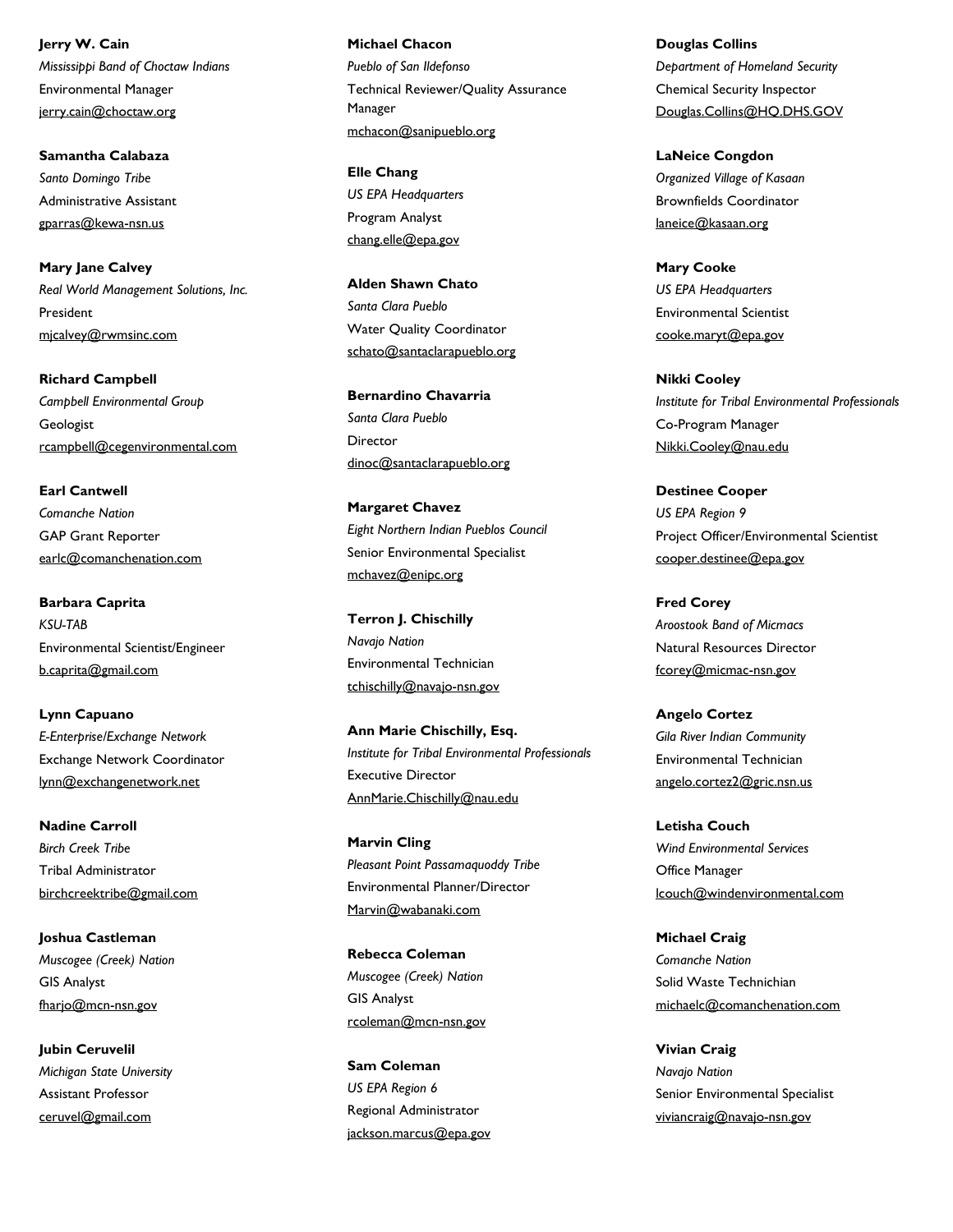**Jerry W. Cain**
*Mississippi Band of Choctaw Indians*
Environmental Manager
jerry.cain@choctaw.org

**Samantha Calabaza**
*Santo Domingo Tribe*
Administrative Assistant
gparras@kewa-nsn.us

**Mary Jane Calvey**
*Real World Management Solutions, Inc.*
President
mjcalvey@rwmsinc.com

**Richard Campbell**
*Campbell Environmental Group*
Geologist
rcampbell@cegenvironmental.com

**Earl Cantwell**
*Comanche Nation*
GAP Grant Reporter
earlc@comanchenation.com

**Barbara Caprita**
*KSU-TAB*
Environmental Scientist/Engineer
b.caprita@gmail.com

**Lynn Capuano**
*E-Enterprise/Exchange Network*
Exchange Network Coordinator
lynn@exchangenetwork.net

**Nadine Carroll**
*Birch Creek Tribe*
Tribal Administrator
birchcreektribe@gmail.com

**Joshua Castleman**
*Muscogee (Creek) Nation*
GIS Analyst
fharjo@mcn-nsn.gov

**Jubin Ceruvelil**
*Michigan State University*
Assistant Professor
ceruvel@gmail.com

**Michael Chacon**
*Pueblo of San Ildefonso*
Technical Reviewer/Quality Assurance Manager
mchacon@sanipueblo.org

**Elle Chang**
*US EPA Headquarters*
Program Analyst
chang.elle@epa.gov

**Alden Shawn Chato**
*Santa Clara Pueblo*
Water Quality Coordinator
schato@santaclarapueblo.org

**Bernardino Chavarria**
*Santa Clara Pueblo*
Director
dinoc@santaclarapueblo.org

**Margaret Chavez**
*Eight Northern Indian Pueblos Council*
Senior Environmental Specialist
mchavez@enipc.org

**Terron J. Chischilly**
*Navajo Nation*
Environmental Technician
tchischilly@navajo-nsn.gov

**Ann Marie Chischilly, Esq.**
*Institute for Tribal Environmental Professionals*
Executive Director
AnnMarie.Chischilly@nau.edu

**Marvin Cling**
*Pleasant Point Passamaquoddy Tribe*
Environmental Planner/Director
Marvin@wabanaki.com

**Rebecca Coleman**
*Muscogee (Creek) Nation*
GIS Analyst
rcoleman@mcn-nsn.gov

**Sam Coleman**
*US EPA Region 6*
Regional Administrator
jackson.marcus@epa.gov

**Douglas Collins**
*Department of Homeland Security*
Chemical Security Inspector
Douglas.Collins@HQ.DHS.GOV

**LaNeice Congdon**
*Organized Village of Kasaan*
Brownfields Coordinator
laneice@kasaan.org

**Mary Cooke**
*US EPA Headquarters*
Environmental Scientist
cooke.maryt@epa.gov

**Nikki Cooley**
*Institute for Tribal Environmental Professionals*
Co-Program Manager
Nikki.Cooley@nau.edu

**Destinee Cooper**
*US EPA Region 9*
Project Officer/Environmental Scientist
cooper.destinee@epa.gov

**Fred Corey**
*Aroostook Band of Micmacs*
Natural Resources Director
fcorey@micmac-nsn.gov

**Angelo Cortez**
*Gila River Indian Community*
Environmental Technician
angelo.cortez2@gric.nsn.us

**Letisha Couch**
*Wind Environmental Services*
Office Manager
lcouch@windenvironmental.com

**Michael Craig**
*Comanche Nation*
Solid Waste Technichian
michaelc@comanchenation.com

**Vivian Craig**
*Navajo Nation*
Senior Environmental Specialist
viviancraig@navajo-nsn.gov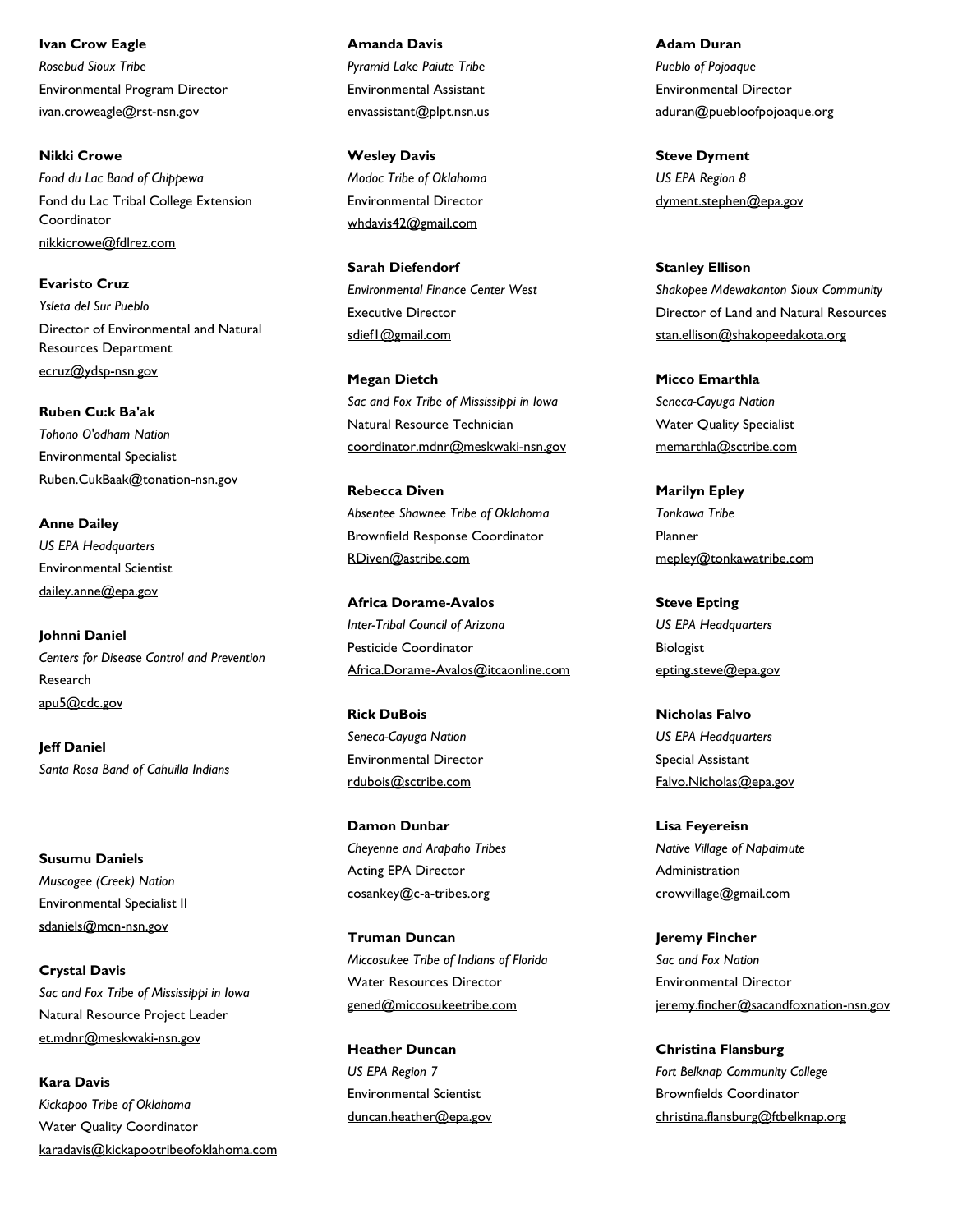**Ivan Crow Eagle**
*Rosebud Sioux Tribe*
Environmental Program Director
ivan.croweagle@rst-nsn.gov

**Nikki Crowe**
*Fond du Lac Band of Chippewa*
Fond du Lac Tribal College Extension Coordinator
nikkicrowe@fdlrez.com

**Evaristo Cruz**
*Ysleta del Sur Pueblo*
Director of Environmental and Natural Resources Department
ecruz@ydsp-nsn.gov

**Ruben Cu:k Ba'ak**
*Tohono O'odham Nation*
Environmental Specialist
Ruben.CukBaak@tonation-nsn.gov

**Anne Dailey**
*US EPA Headquarters*
Environmental Scientist
dailey.anne@epa.gov

**Johnni Daniel**
*Centers for Disease Control and Prevention*
Research
apu5@cdc.gov

**Jeff Daniel**
*Santa Rosa Band of Cahuilla Indians*

**Susumu Daniels**
*Muscogee (Creek) Nation*
Environmental Specialist II
sdaniels@mcn-nsn.gov

**Crystal Davis**
*Sac and Fox Tribe of Mississippi in Iowa*
Natural Resource Project Leader
et.mdnr@meskwaki-nsn.gov

**Kara Davis**
*Kickapoo Tribe of Oklahoma*
Water Quality Coordinator
karadavis@kickapootribeofoklahoma.com

**Amanda Davis**
*Pyramid Lake Paiute Tribe*
Environmental Assistant
envassistant@plpt.nsn.us

**Wesley Davis**
*Modoc Tribe of Oklahoma*
Environmental Director
whdavis42@gmail.com

**Sarah Diefendorf**
*Environmental Finance Center West*
Executive Director
sdief1@gmail.com

**Megan Dietch**
*Sac and Fox Tribe of Mississippi in Iowa*
Natural Resource Technician
coordinator.mdnr@meskwaki-nsn.gov

**Rebecca Diven**
*Absentee Shawnee Tribe of Oklahoma*
Brownfield Response Coordinator
RDiven@astribe.com

**Africa Dorame-Avalos**
*Inter-Tribal Council of Arizona*
Pesticide Coordinator
Africa.Dorame-Avalos@itcaonline.com

**Rick DuBois**
*Seneca-Cayuga Nation*
Environmental Director
rdubois@sctribe.com

**Damon Dunbar**
*Cheyenne and Arapaho Tribes*
Acting EPA Director
cosankey@c-a-tribes.org

**Truman Duncan**
*Miccosukee Tribe of Indians of Florida*
Water Resources Director
gened@miccosukeetribe.com

**Heather Duncan**
*US EPA Region 7*
Environmental Scientist
duncan.heather@epa.gov

**Adam Duran**
*Pueblo of Pojoaque*
Environmental Director
aduran@puebloofpojoaque.org

**Steve Dyment**
*US EPA Region 8*
dyment.stephen@epa.gov

**Stanley Ellison**
*Shakopee Mdewakanton Sioux Community*
Director of Land and Natural Resources
stan.ellison@shakopeedakota.org

**Micco Emarthla**
*Seneca-Cayuga Nation*
Water Quality Specialist
memarthla@sctribe.com

**Marilyn Epley**
*Tonkawa Tribe*
Planner
mepley@tonkawatribe.com

**Steve Epting**
*US EPA Headquarters*
Biologist
epting.steve@epa.gov

**Nicholas Falvo**
*US EPA Headquarters*
Special Assistant
Falvo.Nicholas@epa.gov

**Lisa Feyereisn**
*Native Village of Napaimute*
Administration
crowvillage@gmail.com

**Jeremy Fincher**
*Sac and Fox Nation*
Environmental Director
jeremy.fincher@sacandfoxnation-nsn.gov

**Christina Flansburg**
*Fort Belknap Community College*
Brownfields Coordinator
christina.flansburg@ftbelknap.org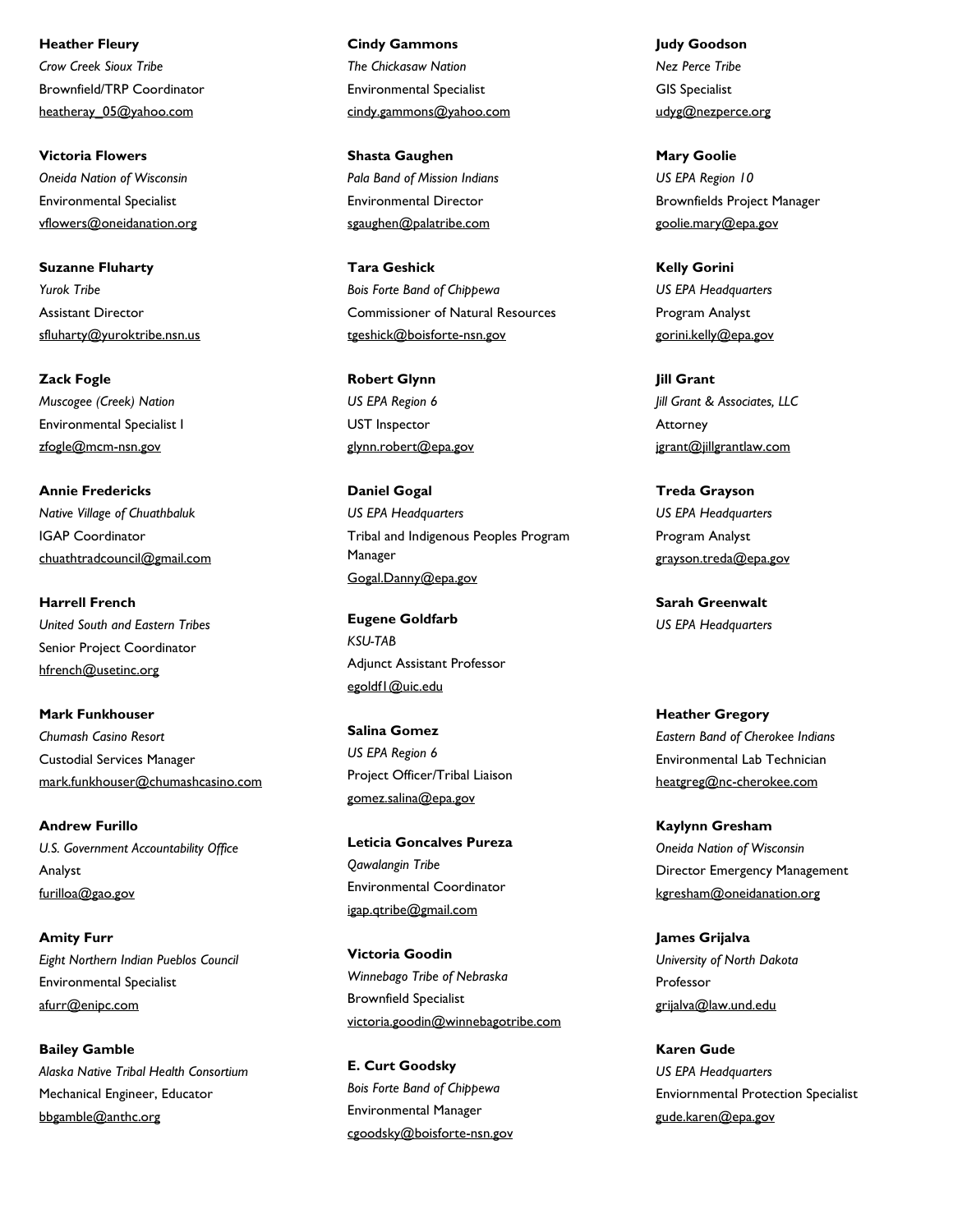**Heather Fleury**
*Crow Creek Sioux Tribe*
Brownfield/TRP Coordinator
heatheray_05@yahoo.com

**Victoria Flowers**
*Oneida Nation of Wisconsin*
Environmental Specialist
vflowers@oneidanation.org

**Suzanne Fluharty**
*Yurok Tribe*
Assistant Director
sfluharty@yuroktribe.nsn.us

**Zack Fogle**
*Muscogee (Creek) Nation*
Environmental Specialist I
zfogle@mcm-nsn.gov

**Annie Fredericks**
*Native Village of Chuathbaluk*
IGAP Coordinator
chuathtradcouncil@gmail.com

**Harrell French**
*United South and Eastern Tribes*
Senior Project Coordinator
hfrench@usetinc.org

**Mark Funkhouser**
*Chumash Casino Resort*
Custodial Services Manager
mark.funkhouser@chumashcasino.com

**Andrew Furillo**
*U.S. Government Accountability Office*
Analyst
furilloa@gao.gov

**Amity Furr**
*Eight Northern Indian Pueblos Council*
Environmental Specialist
afurr@enipc.com

**Bailey Gamble**
*Alaska Native Tribal Health Consortium*
Mechanical Engineer, Educator
bbgamble@anthc.org

**Cindy Gammons**
*The Chickasaw Nation*
Environmental Specialist
cindy.gammons@yahoo.com

**Shasta Gaughen**
*Pala Band of Mission Indians*
Environmental Director
sgaughen@palatribe.com

**Tara Geshick**
*Bois Forte Band of Chippewa*
Commissioner of Natural Resources
tgeshick@boisforte-nsn.gov

**Robert Glynn**
*US EPA Region 6*
UST Inspector
glynn.robert@epa.gov

**Daniel Gogal**
*US EPA Headquarters*
Tribal and Indigenous Peoples Program Manager
Gogal.Danny@epa.gov

**Eugene Goldfarb**
*KSU-TAB*
Adjunct Assistant Professor
egoldf1@uic.edu

**Salina Gomez**
*US EPA Region 6*
Project Officer/Tribal Liaison
gomez.salina@epa.gov

**Leticia Goncalves Pureza**
*Qawalangin Tribe*
Environmental Coordinator
igap.qtribe@gmail.com

**Victoria Goodin**
*Winnebago Tribe of Nebraska*
Brownfield Specialist
victoria.goodin@winnebagotribe.com

**E. Curt Goodsky**
*Bois Forte Band of Chippewa*
Environmental Manager
cgoodsky@boisforte-nsn.gov

**Judy Goodson**
*Nez Perce Tribe*
GIS Specialist
udyg@nezperce.org

**Mary Goolie**
*US EPA Region 10*
Brownfields Project Manager
goolie.mary@epa.gov

**Kelly Gorini**
*US EPA Headquarters*
Program Analyst
gorini.kelly@epa.gov

**Jill Grant**
*Jill Grant & Associates, LLC*
Attorney
jgrant@jillgrantlaw.com

**Treda Grayson**
*US EPA Headquarters*
Program Analyst
grayson.treda@epa.gov

**Sarah Greenwalt**
*US EPA Headquarters*

**Heather Gregory**
*Eastern Band of Cherokee Indians*
Environmental Lab Technician
heatgreg@nc-cherokee.com

**Kaylynn Gresham**
*Oneida Nation of Wisconsin*
Director Emergency Management
kgresham@oneidanation.org

**James Grijalva**
*University of North Dakota*
Professor
grijalva@law.und.edu

**Karen Gude**
*US EPA Headquarters*
Enviornmental Protection Specialist
gude.karen@epa.gov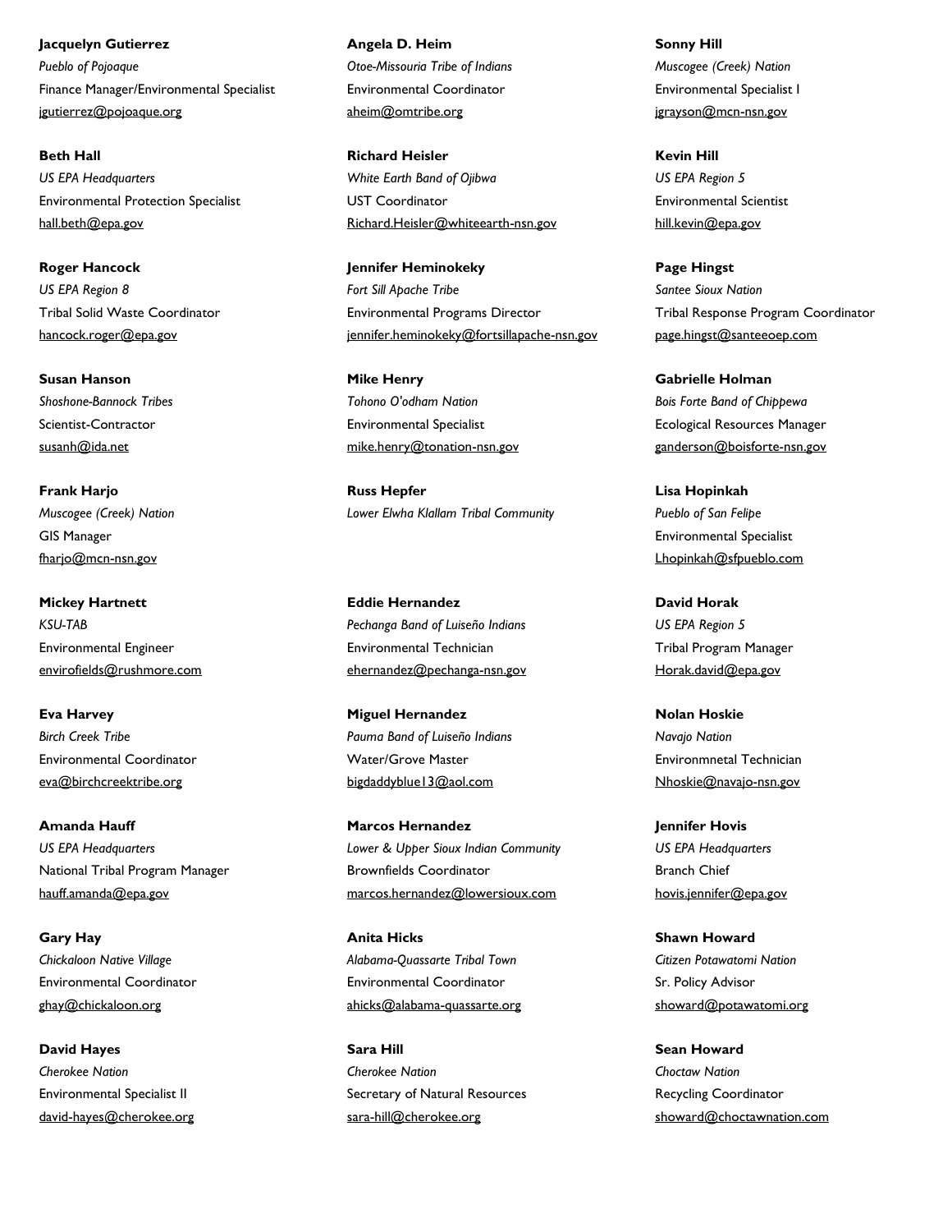**Jacquelyn Gutierrez**
*Pueblo of Pojoaque*
Finance Manager/Environmental Specialist
jgutierrez@pojoaque.org

**Beth Hall**
*US EPA Headquarters*
Environmental Protection Specialist
hall.beth@epa.gov

**Roger Hancock**
*US EPA Region 8*
Tribal Solid Waste Coordinator
hancock.roger@epa.gov

**Susan Hanson**
*Shoshone-Bannock Tribes*
Scientist-Contractor
susanh@ida.net

**Frank Harjo**
*Muscogee (Creek) Nation*
GIS Manager
fharjo@mcn-nsn.gov

**Mickey Hartnett**
*KSU-TAB*
Environmental Engineer
envirofields@rushmore.com

**Eva Harvey**
*Birch Creek Tribe*
Environmental Coordinator
eva@birchcreektribe.org

**Amanda Hauff**
*US EPA Headquarters*
National Tribal Program Manager
hauff.amanda@epa.gov

**Gary Hay**
*Chickaloon Native Village*
Environmental Coordinator
ghay@chickaloon.org

**David Hayes**
*Cherokee Nation*
Environmental Specialist II
david-hayes@cherokee.org

**Angela D. Heim**
*Otoe-Missouria Tribe of Indians*
Environmental Coordinator
aheim@omtribe.org

**Richard Heisler**
*White Earth Band of Ojibwa*
UST Coordinator
Richard.Heisler@whiteearth-nsn.gov

**Jennifer Heminokeky**
*Fort Sill Apache Tribe*
Environmental Programs Director
jennifer.heminokeky@fortsillapache-nsn.gov

**Mike Henry**
*Tohono O'odham Nation*
Environmental Specialist
mike.henry@tonation-nsn.gov

**Russ Hepfer**
*Lower Elwha Klallam Tribal Community*

**Eddie Hernandez**
*Pechanga Band of Luiseño Indians*
Environmental Technician
ehernandez@pechanga-nsn.gov

**Miguel Hernandez**
*Pauma Band of Luiseño Indians*
Water/Grove Master
bigdaddyblue13@aol.com

**Marcos Hernandez**
*Lower & Upper Sioux Indian Community*
Brownfields Coordinator
marcos.hernandez@lowersioux.com

**Anita Hicks**
*Alabama-Quassarte Tribal Town*
Environmental Coordinator
ahicks@alabama-quassarte.org

**Sara Hill**
*Cherokee Nation*
Secretary of Natural Resources
sara-hill@cherokee.org

**Sonny Hill**
*Muscogee (Creek) Nation*
Environmental Specialist I
jgrayson@mcn-nsn.gov

**Kevin Hill**
*US EPA Region 5*
Environmental Scientist
hill.kevin@epa.gov

**Page Hingst**
*Santee Sioux Nation*
Tribal Response Program Coordinator
page.hingst@santeeoep.com

**Gabrielle Holman**
*Bois Forte Band of Chippewa*
Ecological Resources Manager
ganderson@boisforte-nsn.gov

**Lisa Hopinkah**
*Pueblo of San Felipe*
Environmental Specialist
Lhopinkah@sfpueblo.com

**David Horak**
*US EPA Region 5*
Tribal Program Manager
Horak.david@epa.gov

**Nolan Hoskie**
*Navajo Nation*
Environmnetal Technician
Nhoskie@navajo-nsn.gov

**Jennifer Hovis**
*US EPA Headquarters*
Branch Chief
hovis.jennifer@epa.gov

**Shawn Howard**
*Citizen Potawatomi Nation*
Sr. Policy Advisor
showard@potawatomi.org

**Sean Howard**
*Choctaw Nation*
Recycling Coordinator
showard@choctawnation.com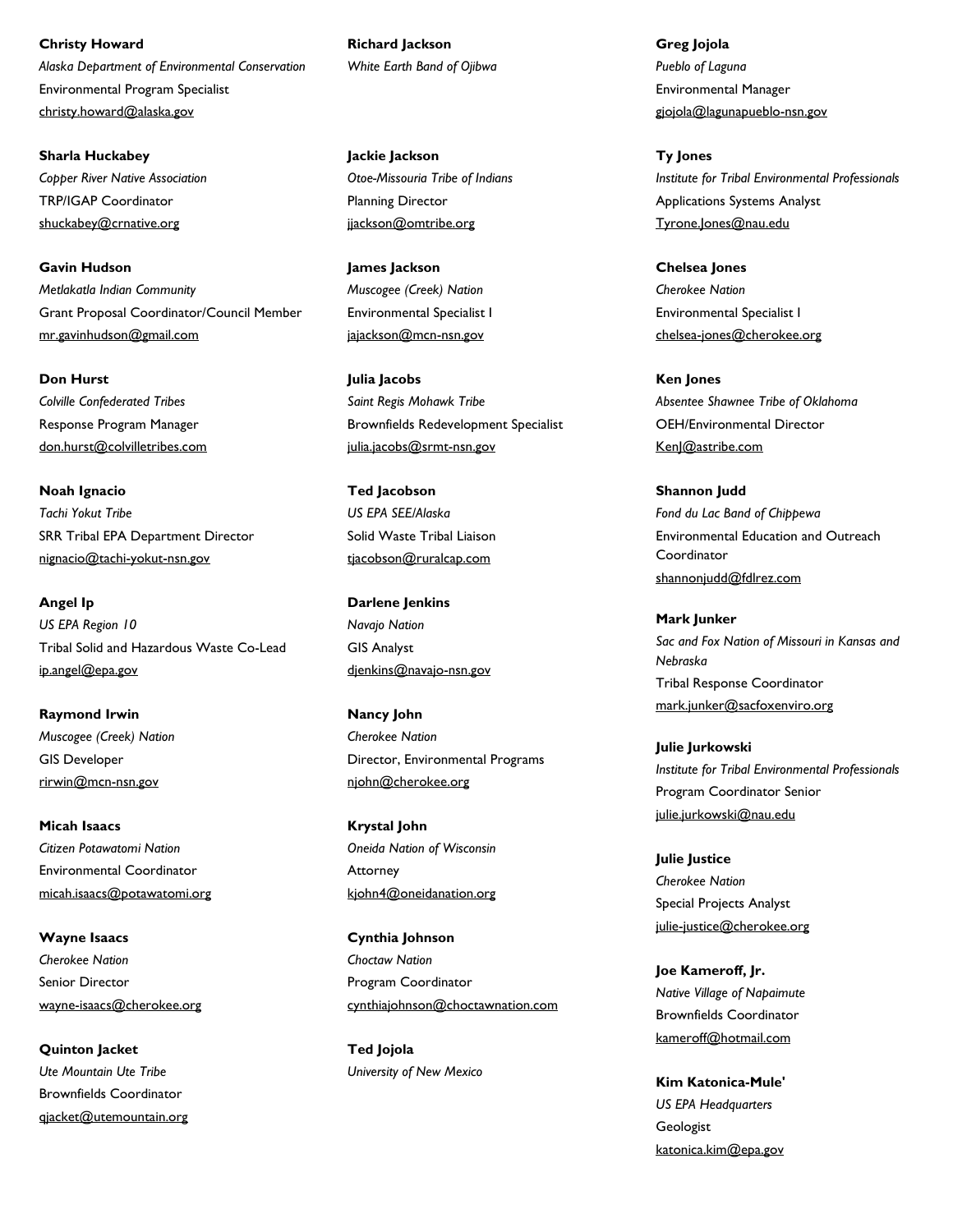**Christy Howard**
*Alaska Department of Environmental Conservation*
Environmental Program Specialist
christy.howard@alaska.gov

**Sharla Huckabey**
*Copper River Native Association*
TRP/IGAP Coordinator
shuckabey@crnative.org

**Gavin Hudson**
*Metlakatla Indian Community*
Grant Proposal Coordinator/Council Member
mr.gavinhudson@gmail.com

**Don Hurst**
*Colville Confederated Tribes*
Response Program Manager
don.hurst@colvilletribes.com

**Noah Ignacio**
*Tachi Yokut Tribe*
SRR Tribal EPA Department Director
nignacio@tachi-yokut-nsn.gov

**Angel Ip**
*US EPA Region 10*
Tribal Solid and Hazardous Waste Co-Lead
ip.angel@epa.gov

**Raymond Irwin**
*Muscogee (Creek) Nation*
GIS Developer
rirwin@mcn-nsn.gov

**Micah Isaacs**
*Citizen Potawatomi Nation*
Environmental Coordinator
micah.isaacs@potawatomi.org

**Wayne Isaacs**
*Cherokee Nation*
Senior Director
wayne-isaacs@cherokee.org

**Quinton Jacket**
*Ute Mountain Ute Tribe*
Brownfields Coordinator
qjacket@utemountain.org

**Richard Jackson**
*White Earth Band of Ojibwa*

**Jackie Jackson**
*Otoe-Missouria Tribe of Indians*
Planning Director
jjackson@omtribe.org

**James Jackson**
*Muscogee (Creek) Nation*
Environmental Specialist I
jajackson@mcn-nsn.gov

**Julia Jacobs**
*Saint Regis Mohawk Tribe*
Brownfields Redevelopment Specialist
julia.jacobs@srmt-nsn.gov

**Ted Jacobson**
*US EPA SEE/Alaska*
Solid Waste Tribal Liaison
tjacobson@ruralcap.com

**Darlene Jenkins**
*Navajo Nation*
GIS Analyst
djenkins@navajo-nsn.gov

**Nancy John**
*Cherokee Nation*
Director, Environmental Programs
njohn@cherokee.org

**Krystal John**
*Oneida Nation of Wisconsin*
Attorney
kjohn4@oneidanation.org

**Cynthia Johnson**
*Choctaw Nation*
Program Coordinator
cynthiajohnson@choctawnation.com

**Ted Jojola**
*University of New Mexico*

**Greg Jojola**
*Pueblo of Laguna*
Environmental Manager
gjojola@lagunapueblo-nsn.gov

**Ty Jones**
*Institute for Tribal Environmental Professionals*
Applications Systems Analyst
Tyrone.Jones@nau.edu

**Chelsea Jones**
*Cherokee Nation*
Environmental Specialist I
chelsea-jones@cherokee.org

**Ken Jones**
*Absentee Shawnee Tribe of Oklahoma*
OEH/Environmental Director
KenJ@astribe.com

**Shannon Judd**
*Fond du Lac Band of Chippewa*
Environmental Education and Outreach Coordinator
shannonjudd@fdlrez.com

**Mark Junker**
*Sac and Fox Nation of Missouri in Kansas and Nebraska*
Tribal Response Coordinator
mark.junker@sacfoxenviro.org

**Julie Jurkowski**
*Institute for Tribal Environmental Professionals*
Program Coordinator Senior
julie.jurkowski@nau.edu

**Julie Justice**
*Cherokee Nation*
Special Projects Analyst
julie-justice@cherokee.org

**Joe Kameroff, Jr.**
*Native Village of Napaimute*
Brownfields Coordinator
kameroff@hotmail.com

**Kim Katonica-Mule'**
*US EPA Headquarters*
Geologist
katonica.kim@epa.gov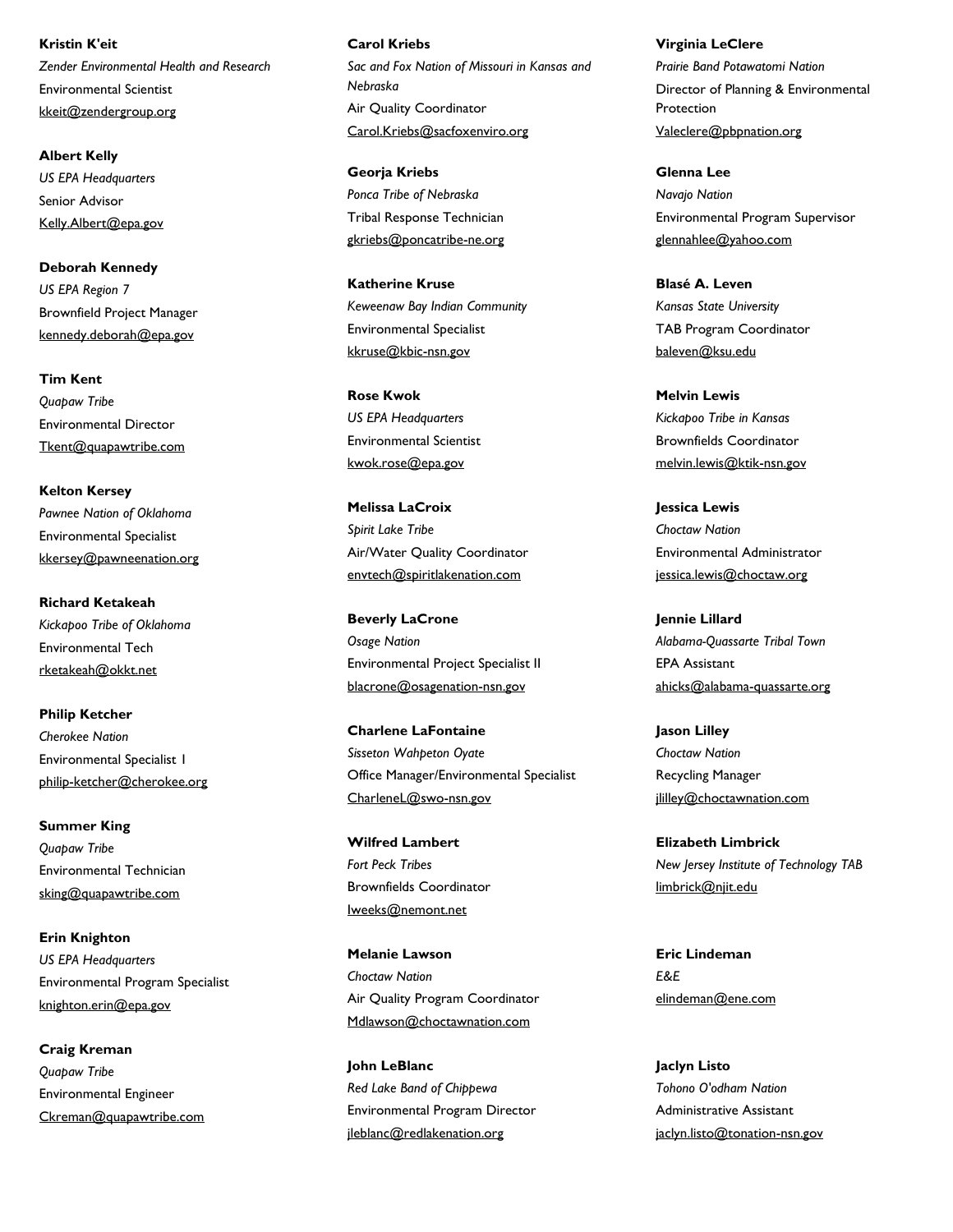**Kristin K'eit**
*Zender Environmental Health and Research*
Environmental Scientist
kkeit@zendergroup.org

**Albert Kelly**
*US EPA Headquarters*
Senior Advisor
Kelly.Albert@epa.gov

**Deborah Kennedy**
*US EPA Region 7*
Brownfield Project Manager
kennedy.deborah@epa.gov

**Tim Kent**
*Quapaw Tribe*
Environmental Director
Tkent@quapawtribe.com

**Kelton Kersey**
*Pawnee Nation of Oklahoma*
Environmental Specialist
kkersey@pawneenation.org

**Richard Ketakeah**
*Kickapoo Tribe of Oklahoma*
Environmental Tech
rketakeah@okkt.net

**Philip Ketcher**
*Cherokee Nation*
Environmental Specialist 1
philip-ketcher@cherokee.org

**Summer King**
*Quapaw Tribe*
Environmental Technician
sking@quapawtribe.com

**Erin Knighton**
*US EPA Headquarters*
Environmental Program Specialist
knighton.erin@epa.gov

**Craig Kreman**
*Quapaw Tribe*
Environmental Engineer
Ckreman@quapawtribe.com

**Carol Kriebs**
*Sac and Fox Nation of Missouri in Kansas and Nebraska*
Air Quality Coordinator
Carol.Kriebs@sacfoxenviro.org

**Georja Kriebs**
*Ponca Tribe of Nebraska*
Tribal Response Technician
gkriebs@poncatribe-ne.org

**Katherine Kruse**
*Keweenaw Bay Indian Community*
Environmental Specialist
kkruse@kbic-nsn.gov

**Rose Kwok**
*US EPA Headquarters*
Environmental Scientist
kwok.rose@epa.gov

**Melissa LaCroix**
*Spirit Lake Tribe*
Air/Water Quality Coordinator
envtech@spiritlakenation.com

**Beverly LaCrone**
*Osage Nation*
Environmental Project Specialist II
blacrone@osagenation-nsn.gov

**Charlene LaFontaine**
*Sisseton Wahpeton Oyate*
Office Manager/Environmental Specialist
CharleneL@swo-nsn.gov

**Wilfred Lambert**
*Fort Peck Tribes*
Brownfields Coordinator
lweeks@nemont.net

**Melanie Lawson**
*Choctaw Nation*
Air Quality Program Coordinator
Mdlawson@choctawnation.com

**John LeBlanc**
*Red Lake Band of Chippewa*
Environmental Program Director
jleblanc@redlakenation.org

**Virginia LeClere**
*Prairie Band Potawatomi Nation*
Director of Planning & Environmental Protection
Valeclere@pbpnation.org

**Glenna Lee**
*Navajo Nation*
Environmental Program Supervisor
glennahlee@yahoo.com

**Blasé A. Leven**
*Kansas State University*
TAB Program Coordinator
baleven@ksu.edu

**Melvin Lewis**
*Kickapoo Tribe in Kansas*
Brownfields Coordinator
melvin.lewis@ktik-nsn.gov

**Jessica Lewis**
*Choctaw Nation*
Environmental Administrator
jessica.lewis@choctaw.org

**Jennie Lillard**
*Alabama-Quassarte Tribal Town*
EPA Assistant
ahicks@alabama-quassarte.org

**Jason Lilley**
*Choctaw Nation*
Recycling Manager
jlilley@choctawnation.com

**Elizabeth Limbrick**
*New Jersey Institute of Technology TAB*
limbrick@njit.edu

**Eric Lindeman**
*E&E*
elindeman@ene.com

**Jaclyn Listo**
*Tohono O'odham Nation*
Administrative Assistant
jaclyn.listo@tonation-nsn.gov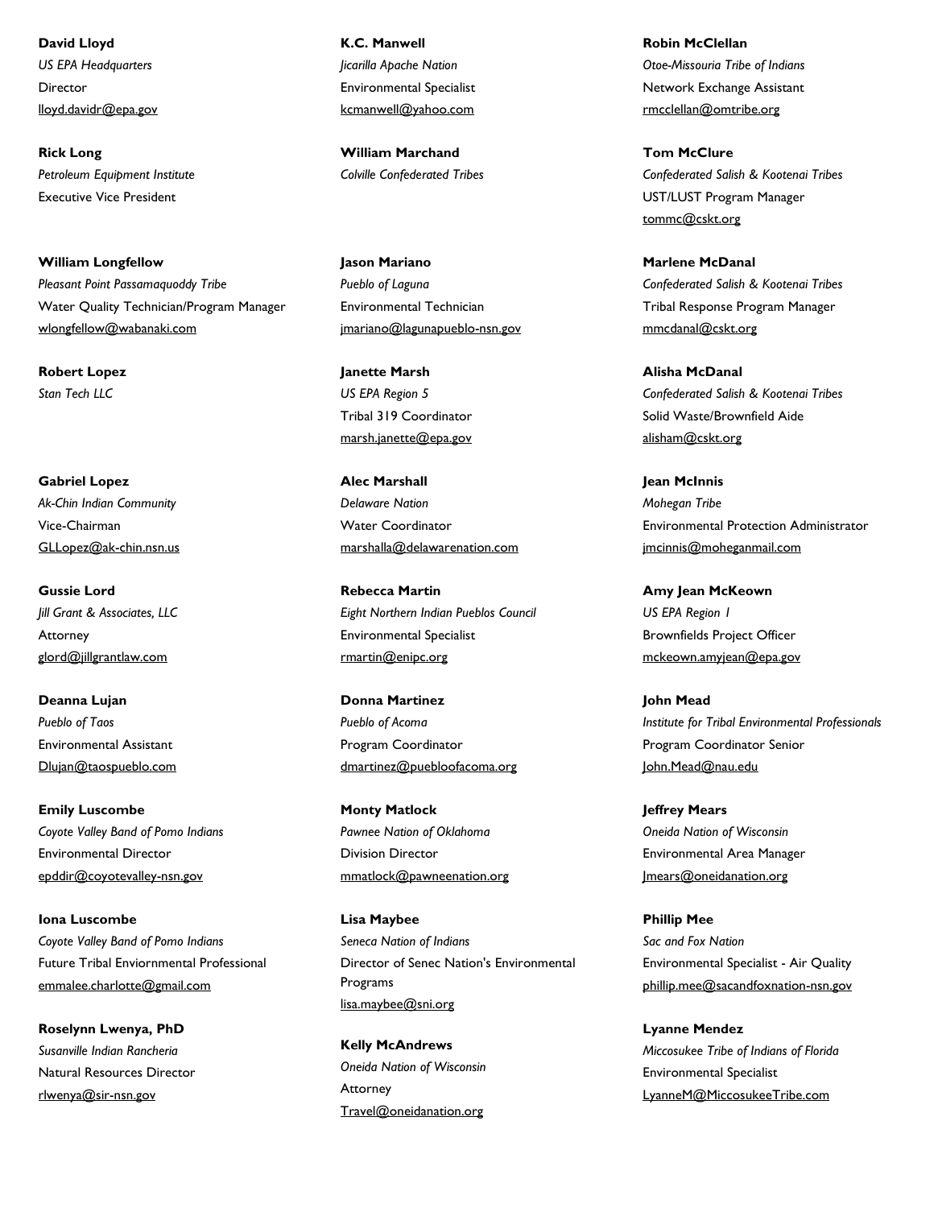**David Lloyd**
*US EPA Headquarters*
Director
lloyd.davidr@epa.gov

**Rick Long**
*Petroleum Equipment Institute*
Executive Vice President

**William Longfellow**
*Pleasant Point Passamaquoddy Tribe*
Water Quality Technician/Program Manager
wlongfellow@wabanaki.com

**Robert Lopez**
*Stan Tech LLC*

**Gabriel Lopez**
*Ak-Chin Indian Community*
Vice-Chairman
GLLopez@ak-chin.nsn.us

**Gussie Lord**
*Jill Grant & Associates, LLC*
Attorney
glord@jillgrantlaw.com

**Deanna Lujan**
*Pueblo of Taos*
Environmental Assistant
Dlujan@taospueblo.com

**Emily Luscombe**
*Coyote Valley Band of Pomo Indians*
Environmental Director
epddir@coyotevalley-nsn.gov

**Iona Luscombe**
*Coyote Valley Band of Pomo Indians*
Future Tribal Enviornmental Professional
emmalee.charlotte@gmail.com

**Roselynn Lwenya, PhD**
*Susanville Indian Rancheria*
Natural Resources Director
rlwenya@sir-nsn.gov

**K.C. Manwell**
*Jicarilla Apache Nation*
Environmental Specialist
kcmanwell@yahoo.com

**William Marchand**
*Colville Confederated Tribes*

**Jason Mariano**
*Pueblo of Laguna*
Environmental Technician
jmariano@lagunapueblo-nsn.gov

**Janette Marsh**
*US EPA Region 5*
Tribal 319 Coordinator
marsh.janette@epa.gov

**Alec Marshall**
*Delaware Nation*
Water Coordinator
marshalla@delawarenation.com

**Rebecca Martin**
*Eight Northern Indian Pueblos Council*
Environmental Specialist
rmartin@enipc.org

**Donna Martinez**
*Pueblo of Acoma*
Program Coordinator
dmartinez@puebloofacoma.org

**Monty Matlock**
*Pawnee Nation of Oklahoma*
Division Director
mmatlock@pawneenation.org

**Lisa Maybee**
*Seneca Nation of Indians*
Director of Senec Nation's Environmental Programs
lisa.maybee@sni.org

**Kelly McAndrews**
*Oneida Nation of Wisconsin*
Attorney
Travel@oneidanation.org

**Robin McClellan**
*Otoe-Missouria Tribe of Indians*
Network Exchange Assistant
rmcclellan@omtribe.org

**Tom McClure**
*Confederated Salish & Kootenai Tribes*
UST/LUST Program Manager
tommc@cskt.org

**Marlene McDanal**
*Confederated Salish & Kootenai Tribes*
Tribal Response Program Manager
mmcdanal@cskt.org

**Alisha McDanal**
*Confederated Salish & Kootenai Tribes*
Solid Waste/Brownfield Aide
alisham@cskt.org

**Jean McInnis**
*Mohegan Tribe*
Environmental Protection Administrator
jmcinnis@moheganmail.com

**Amy Jean McKeown**
*US EPA Region 1*
Brownfields Project Officer
mckeown.amyjean@epa.gov

**John Mead**
*Institute for Tribal Environmental Professionals*
Program Coordinator Senior
John.Mead@nau.edu

**Jeffrey Mears**
*Oneida Nation of Wisconsin*
Environmental Area Manager
Jmears@oneidanation.org

**Phillip Mee**
*Sac and Fox Nation*
Environmental Specialist - Air Quality
phillip.mee@sacandfoxnation-nsn.gov

**Lyanne Mendez**
*Miccosukee Tribe of Indians of Florida*
Environmental Specialist
LyanneM@MiccosukeeTribe.com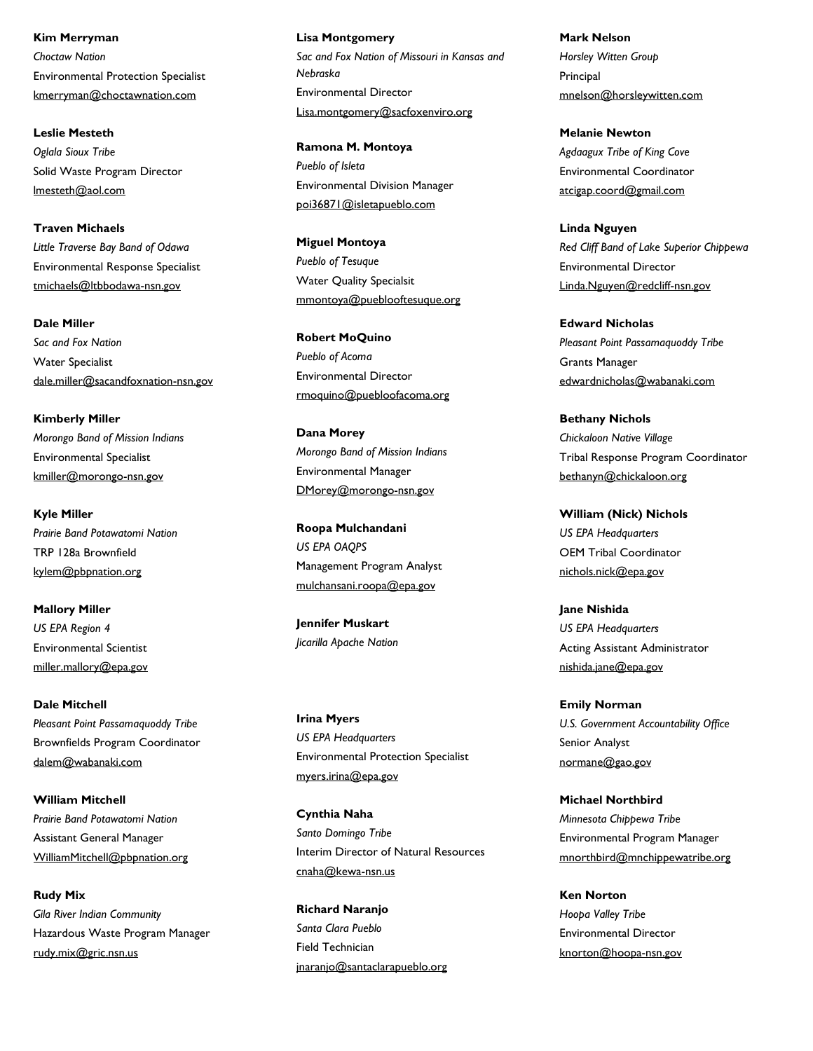**Kim Merryman**
*Choctaw Nation*
Environmental Protection Specialist
kmerryman@choctawnation.com

**Leslie Mesteth**
*Oglala Sioux Tribe*
Solid Waste Program Director
lmesteth@aol.com

**Traven Michaels**
*Little Traverse Bay Band of Odawa*
Environmental Response Specialist
tmichaels@ltbbodawa-nsn.gov

**Dale Miller**
*Sac and Fox Nation*
Water Specialist
dale.miller@sacandfoxnation-nsn.gov

**Kimberly Miller**
*Morongo Band of Mission Indians*
Environmental Specialist
kmiller@morongo-nsn.gov

**Kyle Miller**
*Prairie Band Potawatomi Nation*
TRP 128a Brownfield
kylem@pbpnation.org

**Mallory Miller**
*US EPA Region 4*
Environmental Scientist
miller.mallory@epa.gov

**Dale Mitchell**
*Pleasant Point Passamaquoddy Tribe*
Brownfields Program Coordinator
dalem@wabanaki.com

**William Mitchell**
*Prairie Band Potawatomi Nation*
Assistant General Manager
WilliamMitchell@pbpnation.org

**Rudy Mix**
*Gila River Indian Community*
Hazardous Waste Program Manager
rudy.mix@gric.nsn.us

**Lisa Montgomery**
*Sac and Fox Nation of Missouri in Kansas and Nebraska*
Environmental Director
Lisa.montgomery@sacfoxenviro.org

**Ramona M. Montoya**
*Pueblo of Isleta*
Environmental Division Manager
poi36871@isletapueblo.com

**Miguel Montoya**
*Pueblo of Tesuque*
Water Quality Specialsit
mmontoya@pueblooftesuque.org

**Robert MoQuino**
*Pueblo of Acoma*
Environmental Director
rmoquino@puebloofacoma.org

**Dana Morey**
*Morongo Band of Mission Indians*
Environmental Manager
DMorey@morongo-nsn.gov

**Roopa Mulchandani**
*US EPA OAQPS*
Management Program Analyst
mulchansani.roopa@epa.gov

**Jennifer Muskart**
*Jicarilla Apache Nation*

**Irina Myers**
*US EPA Headquarters*
Environmental Protection Specialist
myers.irina@epa.gov

**Cynthia Naha**
*Santo Domingo Tribe*
Interim Director of Natural Resources
cnaha@kewa-nsn.us

**Richard Naranjo**
*Santa Clara Pueblo*
Field Technician
jnaranjo@santaclarapueblo.org

**Mark Nelson**
*Horsley Witten Group*
Principal
mnelson@horsleywitten.com

**Melanie Newton**
*Agdaagux Tribe of King Cove*
Environmental Coordinator
atcigap.coord@gmail.com

**Linda Nguyen**
*Red Cliff Band of Lake Superior Chippewa*
Environmental Director
Linda.Nguyen@redcliff-nsn.gov

**Edward Nicholas**
*Pleasant Point Passamaquoddy Tribe*
Grants Manager
edwardnicholas@wabanaki.com

**Bethany Nichols**
*Chickaloon Native Village*
Tribal Response Program Coordinator
bethanyn@chickaloon.org

**William (Nick) Nichols**
*US EPA Headquarters*
OEM Tribal Coordinator
nichols.nick@epa.gov

**Jane Nishida**
*US EPA Headquarters*
Acting Assistant Administrator
nishida.jane@epa.gov

**Emily Norman**
*U.S. Government Accountability Office*
Senior Analyst
normane@gao.gov

**Michael Northbird**
*Minnesota Chippewa Tribe*
Environmental Program Manager
mnorthbird@mnchippewatribe.org

**Ken Norton**
*Hoopa Valley Tribe*
Environmental Director
knorton@hoopa-nsn.gov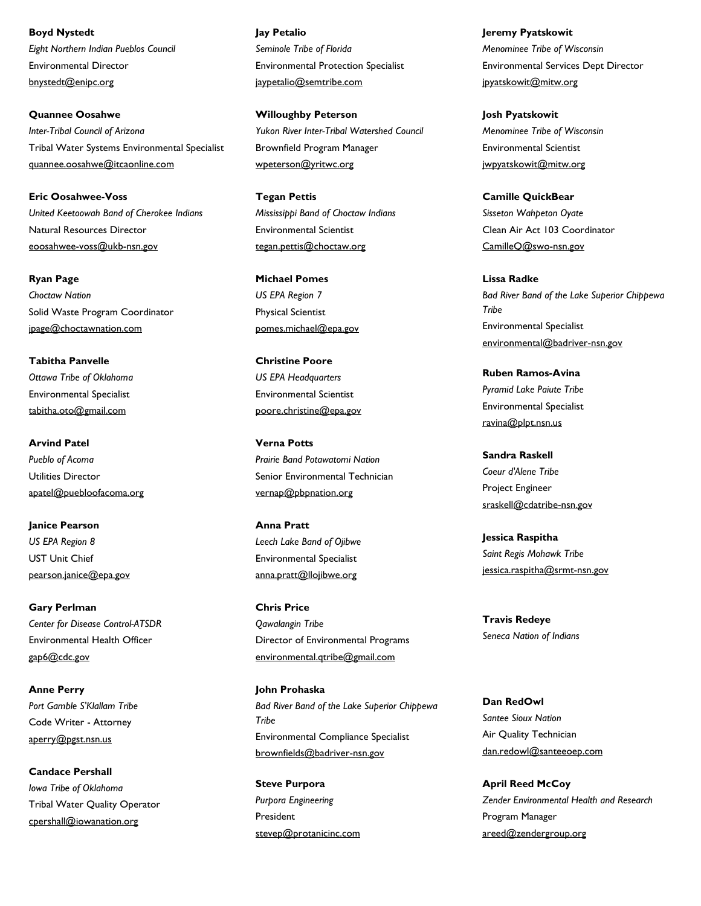**Boyd Nystedt**
*Eight Northern Indian Pueblos Council*
Environmental Director
bnystedt@enipc.org

**Quannee Oosahwe**
*Inter-Tribal Council of Arizona*
Tribal Water Systems Environmental Specialist
quannee.oosahwe@itcaonline.com

**Eric Oosahwee-Voss**
*United Keetoowah Band of Cherokee Indians*
Natural Resources Director
eoosahwee-voss@ukb-nsn.gov

**Ryan Page**
*Choctaw Nation*
Solid Waste Program Coordinator
jpage@choctawnation.com

**Tabitha Panvelle**
*Ottawa Tribe of Oklahoma*
Environmental Specialist
tabitha.oto@gmail.com

**Arvind Patel**
*Pueblo of Acoma*
Utilities Director
apatel@puebloofacoma.org

**Janice Pearson**
*US EPA Region 8*
UST Unit Chief
pearson.janice@epa.gov

**Gary Perlman**
*Center for Disease Control-ATSDR*
Environmental Health Officer
gap6@cdc.gov

**Anne Perry**
*Port Gamble S'Klallam Tribe*
Code Writer - Attorney
aperry@pgst.nsn.us

**Candace Pershall**
*Iowa Tribe of Oklahoma*
Tribal Water Quality Operator
cpershall@iowanation.org

**Jay Petalio**
*Seminole Tribe of Florida*
Environmental Protection Specialist
jaypetalio@semtribe.com

**Willoughby Peterson**
*Yukon River Inter-Tribal Watershed Council*
Brownfield Program Manager
wpeterson@yritwc.org

**Tegan Pettis**
*Mississippi Band of Choctaw Indians*
Environmental Scientist
tegan.pettis@choctaw.org

**Michael Pomes**
*US EPA Region 7*
Physical Scientist
pomes.michael@epa.gov

**Christine Poore**
*US EPA Headquarters*
Environmental Scientist
poore.christine@epa.gov

**Verna Potts**
*Prairie Band Potawatomi Nation*
Senior Environmental Technician
vernap@pbpnation.org

**Anna Pratt**
*Leech Lake Band of Ojibwe*
Environmental Specialist
anna.pratt@llojibwe.org

**Chris Price**
*Qawalangin Tribe*
Director of Environmental Programs
environmental.qtribe@gmail.com

**John Prohaska**
*Bad River Band of the Lake Superior Chippewa Tribe*
Environmental Compliance Specialist
brownfields@badriver-nsn.gov

**Steve Purpora**
*Purpora Engineering*
President
stevep@protanicinc.com

**Jeremy Pyatskowit**
*Menominee Tribe of Wisconsin*
Environmental Services Dept Director
jpyatskowit@mitw.org

**Josh Pyatskowit**
*Menominee Tribe of Wisconsin*
Environmental Scientist
jwpyatskowit@mitw.org

**Camille QuickBear**
*Sisseton Wahpeton Oyate*
Clean Air Act 103 Coordinator
CamilleQ@swo-nsn.gov

**Lissa Radke**
*Bad River Band of the Lake Superior Chippewa Tribe*
Environmental Specialist
environmental@badriver-nsn.gov

**Ruben Ramos-Avina**
*Pyramid Lake Paiute Tribe*
Environmental Specialist
ravina@plpt.nsn.us

**Sandra Raskell**
*Coeur d'Alene Tribe*
Project Engineer
sraskell@cdatribe-nsn.gov

**Jessica Raspitha**
*Saint Regis Mohawk Tribe*
jessica.raspitha@srmt-nsn.gov

**Travis Redeye**
*Seneca Nation of Indians*

**Dan RedOwl**
*Santee Sioux Nation*
Air Quality Technician
dan.redowl@santeeoep.com

**April Reed McCoy**
*Zender Environmental Health and Research*
Program Manager
areed@zendergroup.org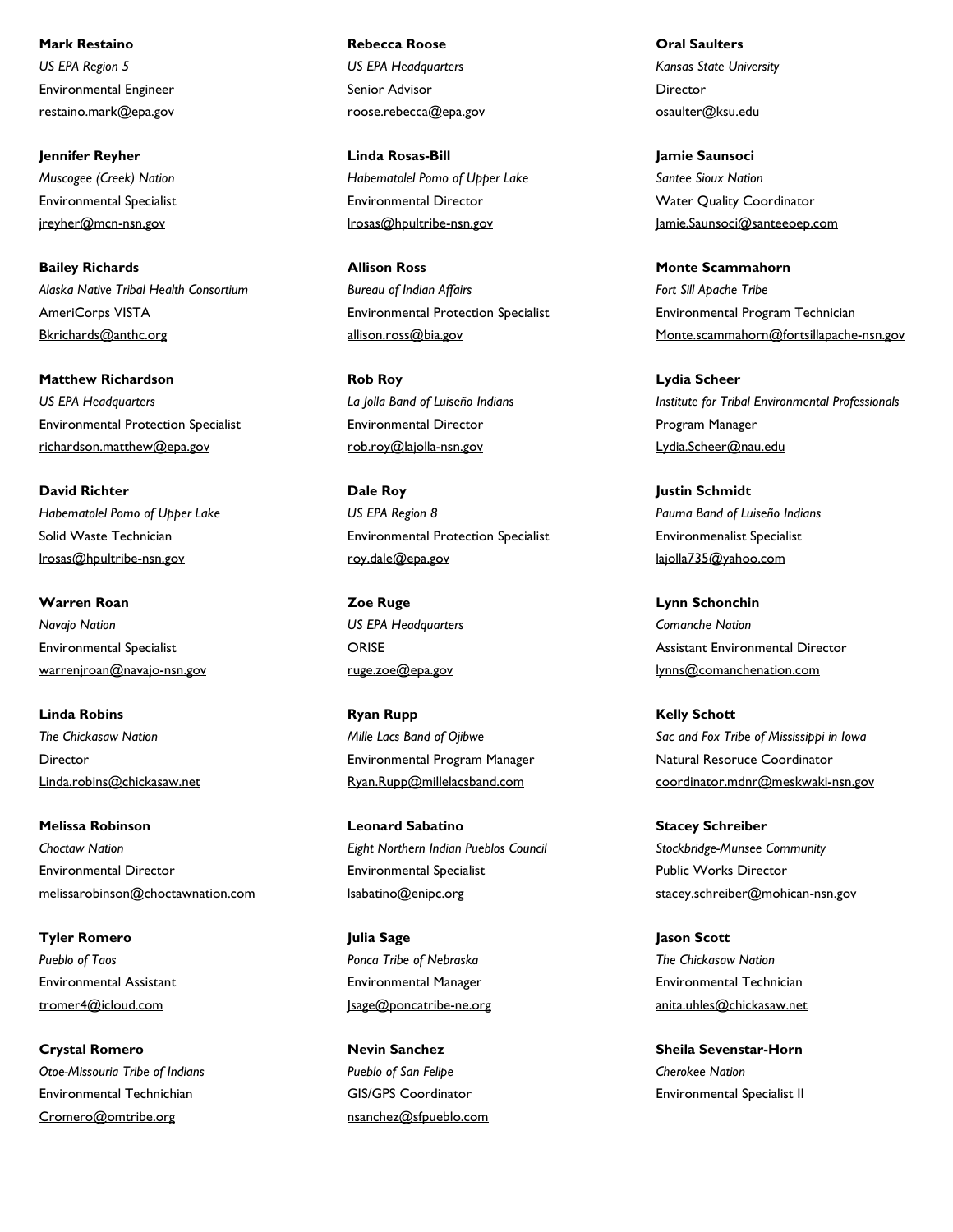**Mark Restaino**
*US EPA Region 5*
Environmental Engineer
restaino.mark@epa.gov

**Jennifer Reyher**
*Muscogee (Creek) Nation*
Environmental Specialist
jreyher@mcn-nsn.gov

**Bailey Richards**
*Alaska Native Tribal Health Consortium*
AmeriCorps VISTA
Bkrichards@anthc.org

**Matthew Richardson**
*US EPA Headquarters*
Environmental Protection Specialist
richardson.matthew@epa.gov

**David Richter**
*Habematolel Pomo of Upper Lake*
Solid Waste Technician
lrosas@hpultribe-nsn.gov

**Warren Roan**
*Navajo Nation*
Environmental Specialist
warrenjroan@navajo-nsn.gov

**Linda Robins**
*The Chickasaw Nation*
Director
Linda.robins@chickasaw.net

**Melissa Robinson**
*Choctaw Nation*
Environmental Director
melissarobinson@choctawnation.com

**Tyler Romero**
*Pueblo of Taos*
Environmental Assistant
tromer4@icloud.com

**Crystal Romero**
*Otoe-Missouria Tribe of Indians*
Environmental Technichian
Cromero@omtribe.org

**Rebecca Roose**
*US EPA Headquarters*
Senior Advisor
roose.rebecca@epa.gov

**Linda Rosas-Bill**
*Habematolel Pomo of Upper Lake*
Environmental Director
lrosas@hpultribe-nsn.gov

**Allison Ross**
*Bureau of Indian Affairs*
Environmental Protection Specialist
allison.ross@bia.gov

**Rob Roy**
*La Jolla Band of Luiseño Indians*
Environmental Director
rob.roy@lajolla-nsn.gov

**Dale Roy**
*US EPA Region 8*
Environmental Protection Specialist
roy.dale@epa.gov

**Zoe Ruge**
*US EPA Headquarters*
ORISE
ruge.zoe@epa.gov

**Ryan Rupp**
*Mille Lacs Band of Ojibwe*
Environmental Program Manager
Ryan.Rupp@millelacsband.com

**Leonard Sabatino**
*Eight Northern Indian Pueblos Council*
Environmental Specialist
lsabatino@enipc.org

**Julia Sage**
*Ponca Tribe of Nebraska*
Environmental Manager
Jsage@poncatribe-ne.org

**Nevin Sanchez**
*Pueblo of San Felipe*
GIS/GPS Coordinator
nsanchez@sfpueblo.com

**Oral Saulters**
*Kansas State University*
Director
osaulter@ksu.edu

**Jamie Saunsoci**
*Santee Sioux Nation*
Water Quality Coordinator
Jamie.Saunsoci@santeeoep.com

**Monte Scammahorn**
*Fort Sill Apache Tribe*
Environmental Program Technician
Monte.scammahorn@fortsillapache-nsn.gov

**Lydia Scheer**
*Institute for Tribal Environmental Professionals*
Program Manager
Lydia.Scheer@nau.edu

**Justin Schmidt**
*Pauma Band of Luiseño Indians*
Environmenalist Specialist
lajolla735@yahoo.com

**Lynn Schonchin**
*Comanche Nation*
Assistant Environmental Director
lynns@comanchenation.com

**Kelly Schott**
*Sac and Fox Tribe of Mississippi in Iowa*
Natural Resoruce Coordinator
coordinator.mdnr@meskwaki-nsn.gov

**Stacey Schreiber**
*Stockbridge-Munsee Community*
Public Works Director
stacey.schreiber@mohican-nsn.gov

**Jason Scott**
*The Chickasaw Nation*
Environmental Technician
anita.uhles@chickasaw.net

**Sheila Sevenstar-Horn**
*Cherokee Nation*
Environmental Specialist II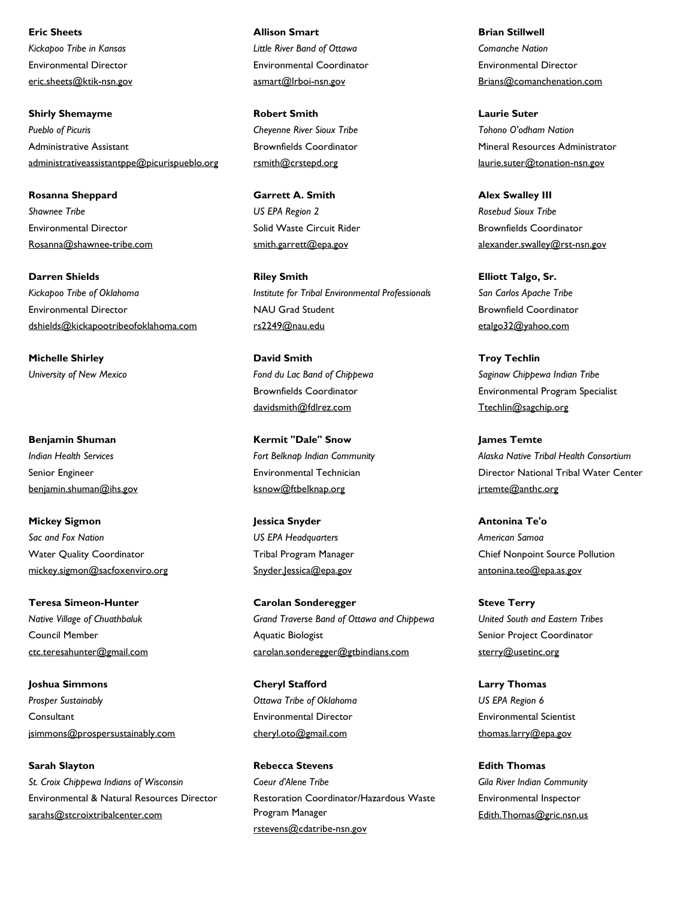**Eric Sheets**
*Kickapoo Tribe in Kansas*
Environmental Director
eric.sheets@ktik-nsn.gov

**Shirly Shemayme**
*Pueblo of Picuris*
Administrative Assistant
administrativeassistantppe@picurispueblo.org

**Rosanna Sheppard**
*Shawnee Tribe*
Environmental Director
Rosanna@shawnee-tribe.com

**Darren Shields**
*Kickapoo Tribe of Oklahoma*
Environmental Director
dshields@kickapootribeofoklahoma.com

**Michelle Shirley**
*University of New Mexico*

**Benjamin Shuman**
*Indian Health Services*
Senior Engineer
benjamin.shuman@ihs.gov

**Mickey Sigmon**
*Sac and Fox Nation*
Water Quality Coordinator
mickey.sigmon@sacfoxenviro.org

**Teresa Simeon-Hunter**
*Native Village of Chuathbaluk*
Council Member
ctc.teresahunter@gmail.com

**Joshua Simmons**
*Prosper Sustainably*
Consultant
jsimmons@prospersustainably.com

**Sarah Slayton**
*St. Croix Chippewa Indians of Wisconsin*
Environmental & Natural Resources Director
sarahs@stcroixtribalcenter.com

**Allison Smart**
*Little River Band of Ottawa*
Environmental Coordinator
asmart@lrboi-nsn.gov

**Robert Smith**
*Cheyenne River Sioux Tribe*
Brownfields Coordinator
rsmith@crstepd.org

**Garrett A. Smith**
*US EPA Region 2*
Solid Waste Circuit Rider
smith.garrett@epa.gov

**Riley Smith**
*Institute for Tribal Environmental Professionals*
NAU Grad Student
rs2249@nau.edu

**David Smith**
*Fond du Lac Band of Chippewa*
Brownfields Coordinator
davidsmith@fdlrez.com

**Kermit "Dale" Snow**
*Fort Belknap Indian Community*
Environmental Technician
ksnow@ftbelknap.org

**Jessica Snyder**
*US EPA Headquarters*
Tribal Program Manager
Snyder.Jessica@epa.gov

**Carolan Sonderegger**
*Grand Traverse Band of Ottawa and Chippewa*
Aquatic Biologist
carolan.sonderegger@gtbindians.com

**Cheryl Stafford**
*Ottawa Tribe of Oklahoma*
Environmental Director
cheryl.oto@gmail.com

**Rebecca Stevens**
*Coeur d'Alene Tribe*
Restoration Coordinator/Hazardous Waste Program Manager
rstevens@cdatribe-nsn.gov

**Brian Stillwell**
*Comanche Nation*
Environmental Director
Brians@comanchenation.com

**Laurie Suter**
*Tohono O'odham Nation*
Mineral Resources Administrator
laurie.suter@tonation-nsn.gov

**Alex Swalley III**
*Rosebud Sioux Tribe*
Brownfields Coordinator
alexander.swalley@rst-nsn.gov

**Elliott Talgo, Sr.**
*San Carlos Apache Tribe*
Brownfield Coordinator
etalgo32@yahoo.com

**Troy Techlin**
*Saginaw Chippewa Indian Tribe*
Environmental Program Specialist
Ttechlin@sagchip.org

**James Temte**
*Alaska Native Tribal Health Consortium*
Director National Tribal Water Center
jrtemte@anthc.org

**Antonina Te'o**
*American Samoa*
Chief Nonpoint Source Pollution
antonina.teo@epa.as.gov

**Steve Terry**
*United South and Eastern Tribes*
Senior Project Coordinator
sterry@usetinc.org

**Larry Thomas**
*US EPA Region 6*
Environmental Scientist
thomas.larry@epa.gov

**Edith Thomas**
*Gila River Indian Community*
Environmental Inspector
Edith.Thomas@gric.nsn.us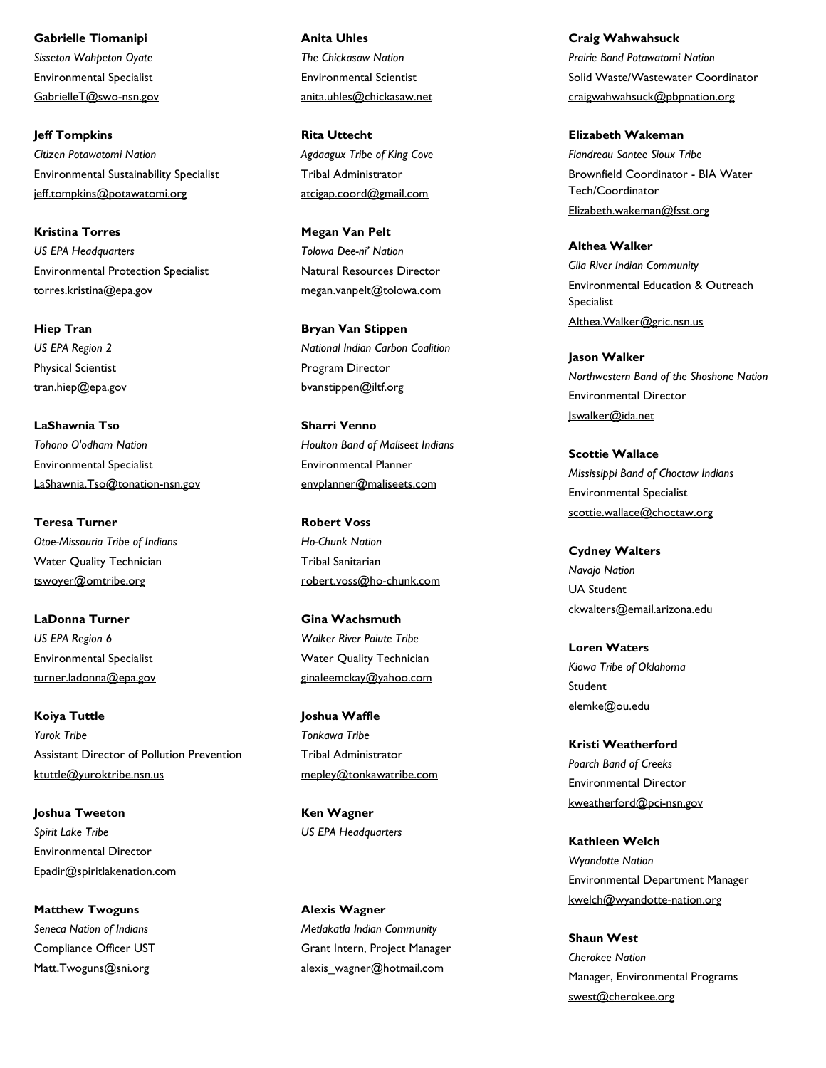**Gabrielle Tiomanipi**
*Sisseton Wahpeton Oyate*
Environmental Specialist
GabrielleT@swo-nsn.gov

**Jeff Tompkins**
*Citizen Potawatomi Nation*
Environmental Sustainability Specialist
jeff.tompkins@potawatomi.org

**Kristina Torres**
*US EPA Headquarters*
Environmental Protection Specialist
torres.kristina@epa.gov

**Hiep Tran**
*US EPA Region 2*
Physical Scientist
tran.hiep@epa.gov

**LaShawnia Tso**
*Tohono O'odham Nation*
Environmental Specialist
LaShawnia.Tso@tonation-nsn.gov

**Teresa Turner**
*Otoe-Missouria Tribe of Indians*
Water Quality Technician
tswoyer@omtribe.org

**LaDonna Turner**
*US EPA Region 6*
Environmental Specialist
turner.ladonna@epa.gov

**Koiya Tuttle**
*Yurok Tribe*
Assistant Director of Pollution Prevention
ktuttle@yuroktribe.nsn.us

**Joshua Tweeton**
*Spirit Lake Tribe*
Environmental Director
Epadir@spiritlakenation.com

**Matthew Twoguns**
*Seneca Nation of Indians*
Compliance Officer UST
Matt.Twoguns@sni.org

**Anita Uhles**
*The Chickasaw Nation*
Environmental Scientist
anita.uhles@chickasaw.net

**Rita Uttecht**
*Agdaagux Tribe of King Cove*
Tribal Administrator
atcigap.coord@gmail.com

**Megan Van Pelt**
*Tolowa Dee-ni' Nation*
Natural Resources Director
megan.vanpelt@tolowa.com

**Bryan Van Stippen**
*National Indian Carbon Coalition*
Program Director
bvanstippen@iltf.org

**Sharri Venno**
*Houlton Band of Maliseet Indians*
Environmental Planner
envplanner@maliseets.com

**Robert Voss**
*Ho-Chunk Nation*
Tribal Sanitarian
robert.voss@ho-chunk.com

**Gina Wachsmuth**
*Walker River Paiute Tribe*
Water Quality Technician
ginaleemckay@yahoo.com

**Joshua Waffle**
*Tonkawa Tribe*
Tribal Administrator
mepley@tonkawatribe.com

**Ken Wagner**
*US EPA Headquarters*

**Alexis Wagner**
*Metlakatla Indian Community*
Grant Intern, Project Manager
alexis_wagner@hotmail.com

**Craig Wahwahsuck**
*Prairie Band Potawatomi Nation*
Solid Waste/Wastewater Coordinator
craigwahwahsuck@pbpnation.org

**Elizabeth Wakeman**
*Flandreau Santee Sioux Tribe*
Brownfield Coordinator - BIA Water Tech/Coordinator
Elizabeth.wakeman@fsst.org

**Althea Walker**
*Gila River Indian Community*
Environmental Education & Outreach Specialist
Althea.Walker@gric.nsn.us

**Jason Walker**
*Northwestern Band of the Shoshone Nation*
Environmental Director
Jswalker@ida.net

**Scottie Wallace**
*Mississippi Band of Choctaw Indians*
Environmental Specialist
scottie.wallace@choctaw.org

**Cydney Walters**
*Navajo Nation*
UA Student
ckwalters@email.arizona.edu

**Loren Waters**
*Kiowa Tribe of Oklahoma*
Student
elemke@ou.edu

**Kristi Weatherford**
*Poarch Band of Creeks*
Environmental Director
kweatherford@pci-nsn.gov

**Kathleen Welch**
*Wyandotte Nation*
Environmental Department Manager
kwelch@wyandotte-nation.org

**Shaun West**
*Cherokee Nation*
Manager, Environmental Programs
swest@cherokee.org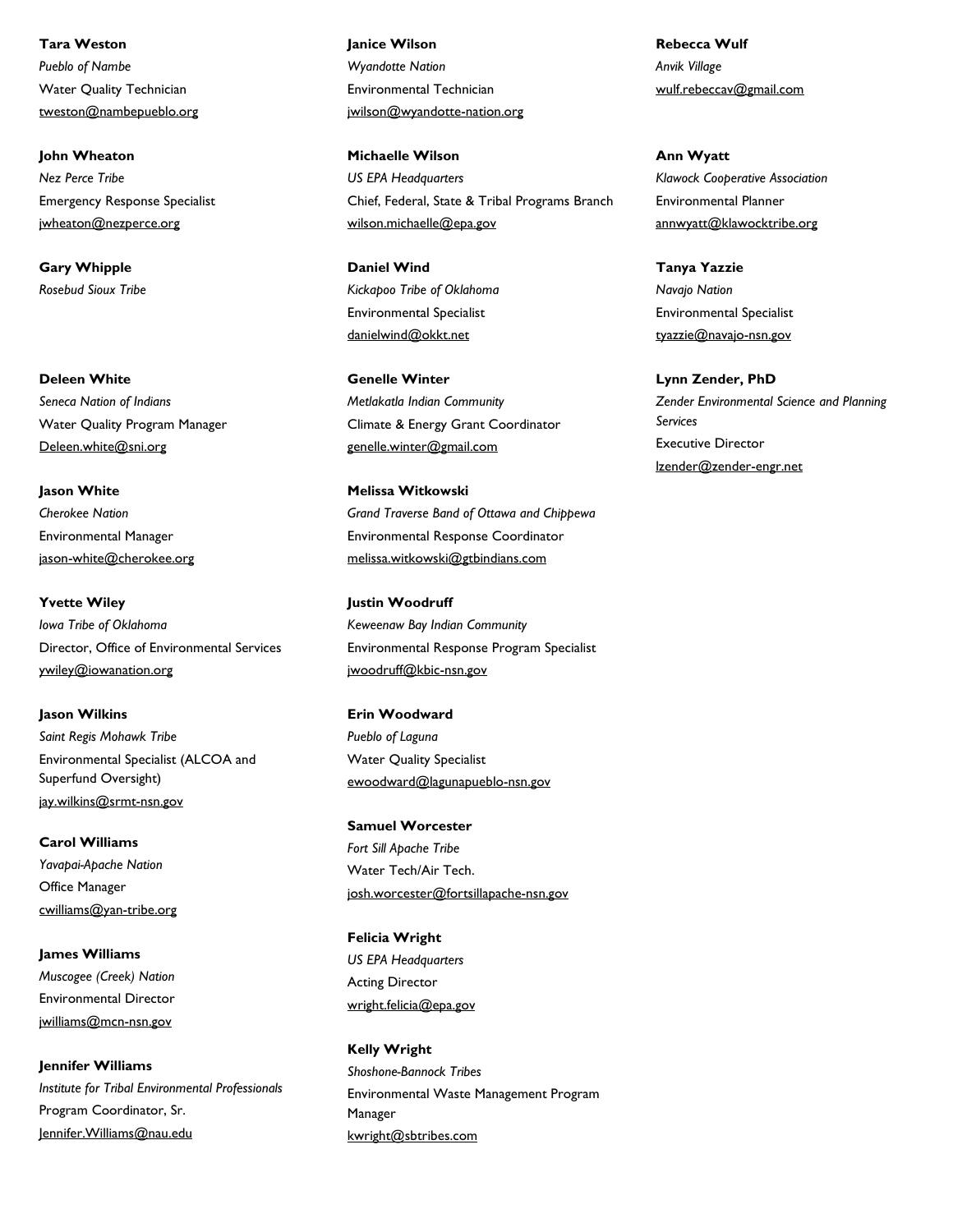**Tara Weston**
*Pueblo of Nambe*
Water Quality Technician
tweston@nambepueblo.org

**John Wheaton**
*Nez Perce Tribe*
Emergency Response Specialist
jwheaton@nezperce.org

**Gary Whipple**
*Rosebud Sioux Tribe*

**Deleen White**
*Seneca Nation of Indians*
Water Quality Program Manager
Deleen.white@sni.org

**Jason White**
*Cherokee Nation*
Environmental Manager
jason-white@cherokee.org

**Yvette Wiley**
*Iowa Tribe of Oklahoma*
Director, Office of Environmental Services
ywiley@iowanation.org

**Jason Wilkins**
*Saint Regis Mohawk Tribe*
Environmental Specialist (ALCOA and Superfund Oversight)
jay.wilkins@srmt-nsn.gov

**Carol Williams**
*Yavapai-Apache Nation*
Office Manager
cwilliams@yan-tribe.org

**James Williams**
*Muscogee (Creek) Nation*
Environmental Director
jwilliams@mcn-nsn.gov

**Jennifer Williams**
*Institute for Tribal Environmental Professionals*
Program Coordinator, Sr.
Jennifer.Williams@nau.edu

**Janice Wilson**
*Wyandotte Nation*
Environmental Technician
jwilson@wyandotte-nation.org

**Michaelle Wilson**
*US EPA Headquarters*
Chief, Federal, State & Tribal Programs Branch
wilson.michaelle@epa.gov

**Daniel Wind**
*Kickapoo Tribe of Oklahoma*
Environmental Specialist
danielwind@okkt.net

**Genelle Winter**
*Metlakatla Indian Community*
Climate & Energy Grant Coordinator
genelle.winter@gmail.com

**Melissa Witkowski**
*Grand Traverse Band of Ottawa and Chippewa*
Environmental Response Coordinator
melissa.witkowski@gtbindians.com

**Justin Woodruff**
*Keweenaw Bay Indian Community*
Environmental Response Program Specialist
jwoodruff@kbic-nsn.gov

**Erin Woodward**
*Pueblo of Laguna*
Water Quality Specialist
ewoodward@lagunapueblo-nsn.gov

**Samuel Worcester**
*Fort Sill Apache Tribe*
Water Tech/Air Tech.
josh.worcester@fortsillapache-nsn.gov

**Felicia Wright**
*US EPA Headquarters*
Acting Director
wright.felicia@epa.gov

**Kelly Wright**
*Shoshone-Bannock Tribes*
Environmental Waste Management Program Manager
kwright@sbtribes.com

**Rebecca Wulf**
*Anvik Village*
wulf.rebeccav@gmail.com

**Ann Wyatt**
*Klawock Cooperative Association*
Environmental Planner
annwyatt@klawocktribe.org

**Tanya Yazzie**
*Navajo Nation*
Environmental Specialist
tyazzie@navajo-nsn.gov

**Lynn Zender, PhD**
*Zender Environmental Science and Planning Services*
Executive Director
lzender@zender-engr.net